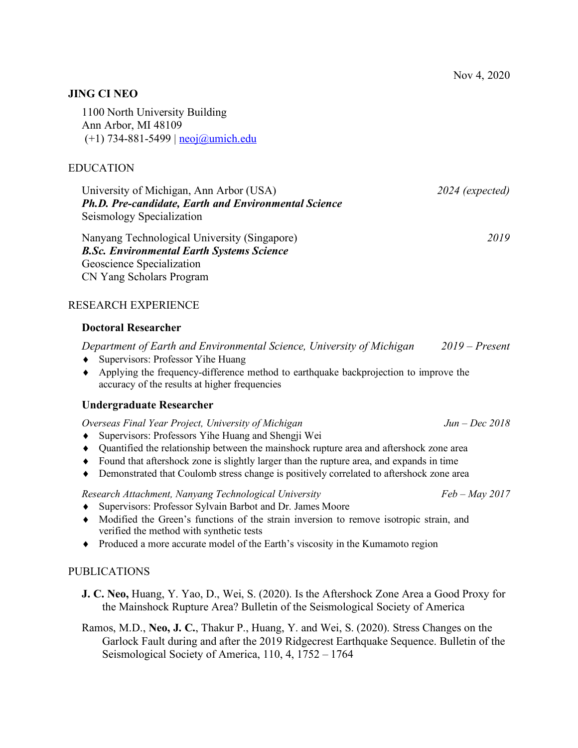Nov 4, 2020

**JING CI NEO**

1100 North University Building
Ann Arbor, MI 48109
(+1) 734-881-5499 | neoj@umich.edu

## EDUCATION

University of Michigan, Ann Arbor (USA) — *2024 (expected)*
***Ph.D. Pre-candidate, Earth and Environmental Science***
Seismology Specialization

Nanyang Technological University (Singapore) — *2019*
***B.Sc. Environmental Earth Systems Science***
Geoscience Specialization
CN Yang Scholars Program

## RESEARCH EXPERIENCE

### Doctoral Researcher

*Department of Earth and Environmental Science, University of Michigan* — *2019 – Present*

- Supervisors: Professor Yihe Huang
- Applying the frequency-difference method to earthquake backprojection to improve the accuracy of the results at higher frequencies

### Undergraduate Researcher

*Overseas Final Year Project, University of Michigan* — *Jun – Dec 2018*

- Supervisors: Professors Yihe Huang and Shengji Wei
- Quantified the relationship between the mainshock rupture area and aftershock zone area
- Found that aftershock zone is slightly larger than the rupture area, and expands in time
- Demonstrated that Coulomb stress change is positively correlated to aftershock zone area

*Research Attachment, Nanyang Technological University* — *Feb – May 2017*

- Supervisors: Professor Sylvain Barbot and Dr. James Moore
- Modified the Green's functions of the strain inversion to remove isotropic strain, and verified the method with synthetic tests
- Produced a more accurate model of the Earth's viscosity in the Kumamoto region

## PUBLICATIONS

**J. C. Neo,** Huang, Y. Yao, D., Wei, S. (2020). Is the Aftershock Zone Area a Good Proxy for the Mainshock Rupture Area? Bulletin of the Seismological Society of America

Ramos, M.D., **Neo, J. C.**, Thakur P., Huang, Y. and Wei, S. (2020). Stress Changes on the Garlock Fault during and after the 2019 Ridgecrest Earthquake Sequence. Bulletin of the Seismological Society of America, 110, 4, 1752 – 1764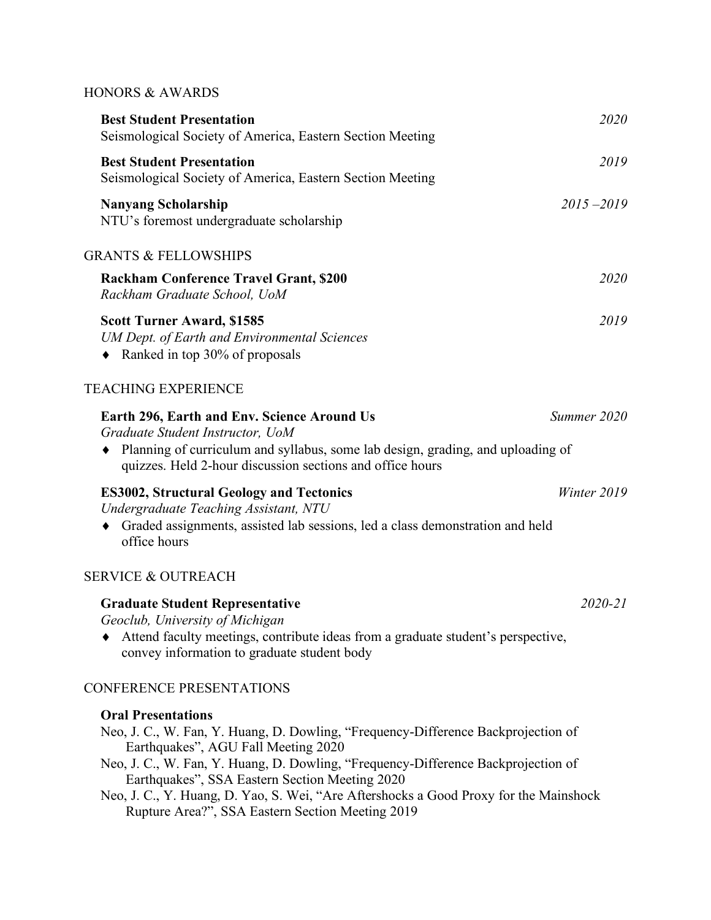## HONORS & AWARDS

**Best Student Presentation** — *2020*
Seismological Society of America, Eastern Section Meeting

**Best Student Presentation** — *2019*
Seismological Society of America, Eastern Section Meeting

**Nanyang Scholarship** — *2015 –2019*
NTU's foremost undergraduate scholarship

## GRANTS & FELLOWSHIPS

**Rackham Conference Travel Grant, $200** — *2020*
*Rackham Graduate School, UoM*

**Scott Turner Award, $1585** — *2019*
*UM Dept. of Earth and Environmental Sciences*

- Ranked in top 30% of proposals

## TEACHING EXPERIENCE

**Earth 296, Earth and Env. Science Around Us** — *Summer 2020*
*Graduate Student Instructor, UoM*

- Planning of curriculum and syllabus, some lab design, grading, and uploading of quizzes. Held 2-hour discussion sections and office hours

**ES3002, Structural Geology and Tectonics** — *Winter 2019*
*Undergraduate Teaching Assistant, NTU*

- Graded assignments, assisted lab sessions, led a class demonstration and held office hours

## SERVICE & OUTREACH

**Graduate Student Representative** — *2020-21*
*Geoclub, University of Michigan*

- Attend faculty meetings, contribute ideas from a graduate student's perspective, convey information to graduate student body

## CONFERENCE PRESENTATIONS

**Oral Presentations**

Neo, J. C., W. Fan, Y. Huang, D. Dowling, "Frequency-Difference Backprojection of Earthquakes", AGU Fall Meeting 2020

Neo, J. C., W. Fan, Y. Huang, D. Dowling, "Frequency-Difference Backprojection of Earthquakes", SSA Eastern Section Meeting 2020

Neo, J. C., Y. Huang, D. Yao, S. Wei, "Are Aftershocks a Good Proxy for the Mainshock Rupture Area?", SSA Eastern Section Meeting 2019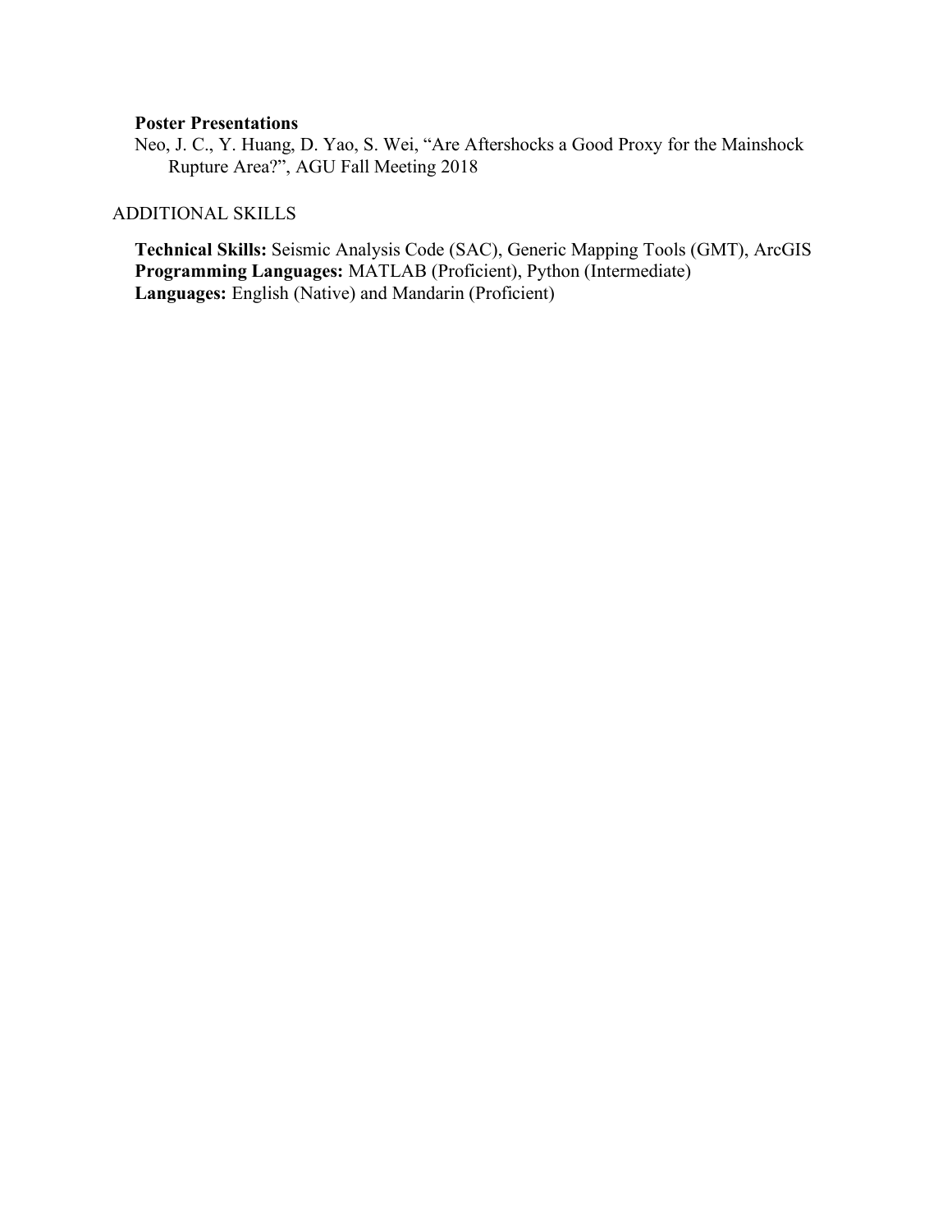**Poster Presentations**

Neo, J. C., Y. Huang, D. Yao, S. Wei, "Are Aftershocks a Good Proxy for the Mainshock Rupture Area?", AGU Fall Meeting 2018

## ADDITIONAL SKILLS

**Technical Skills:** Seismic Analysis Code (SAC), Generic Mapping Tools (GMT), ArcGIS
**Programming Languages:** MATLAB (Proficient), Python (Intermediate)
**Languages:** English (Native) and Mandarin (Proficient)